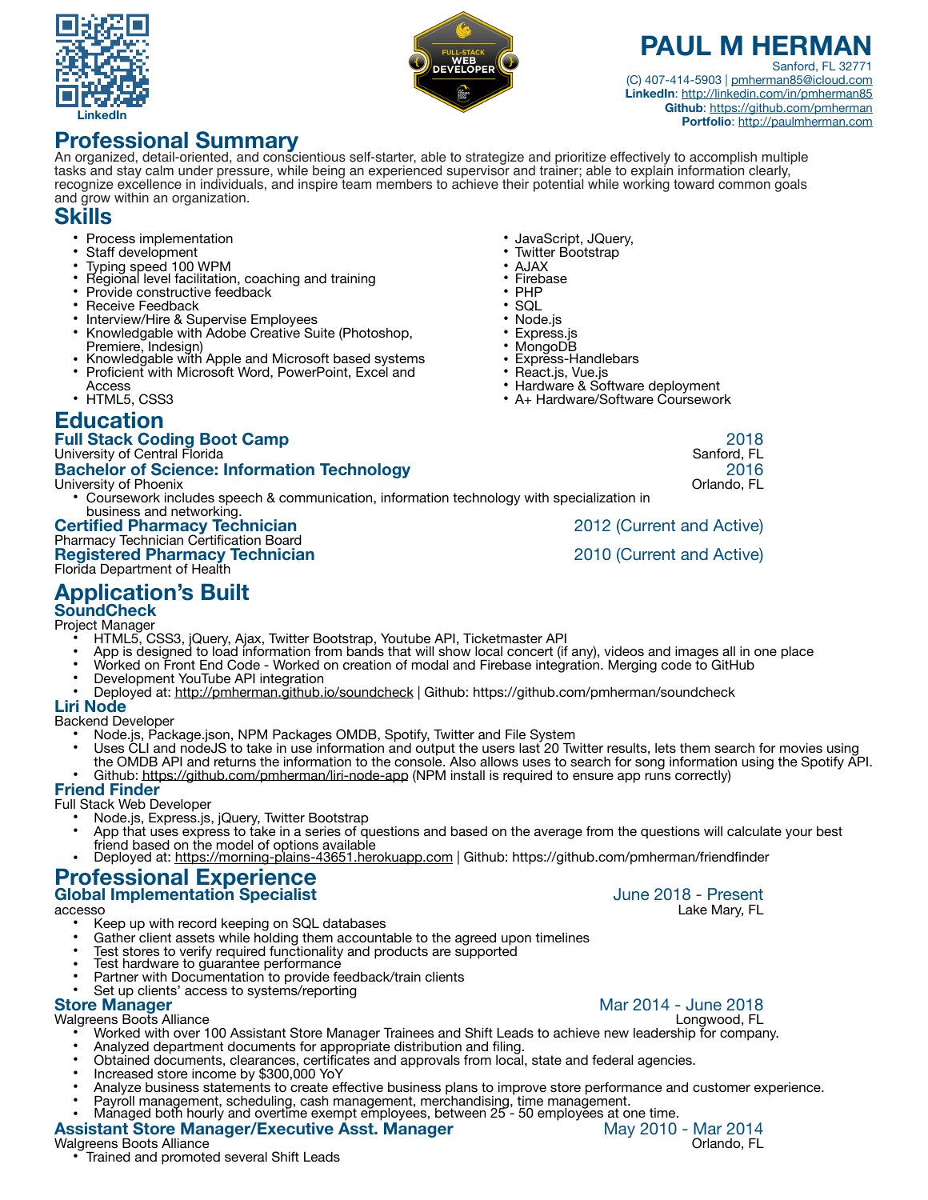LinkedIn

# PAUL M HERMAN

Sanford, FL 32771
(C) 407-414-5903 | pmherman85@icloud.com
**LinkedIn**: http://linkedin.com/in/pmherman85
**Github**: https://github.com/pmherman
**Portfolio**: http://paulmherman.com

## Professional Summary

An organized, detail-oriented, and conscientious self-starter, able to strategize and prioritize effectively to accomplish multiple tasks and stay calm under pressure, while being an experienced supervisor and trainer; able to explain information clearly, recognize excellence in individuals, and inspire team members to achieve their potential while working toward common goals and grow within an organization.

## Skills

- Process implementation
- Staff development
- Typing speed 100 WPM
- Regional level facilitation, coaching and training
- Provide constructive feedback
- Receive Feedback
- Interview/Hire & Supervise Employees
- Knowledgable with Adobe Creative Suite (Photoshop, Premiere, Indesign)
- Knowledgable with Apple and Microsoft based systems
- Proficient with Microsoft Word, PowerPoint, Excel and Access
- HTML5, CSS3
- JavaScript, JQuery,
- Twitter Bootstrap
- AJAX
- Firebase
- PHP
- SQL
- Node.js
- Express.js
- MongoDB
- Express-Handlebars
- React.js, Vue.js
- Hardware & Software deployment
- A+ Hardware/Software Coursework

## Education

### Full Stack Coding Boot Camp — 2018
University of Central Florida — Sanford, FL

### Bachelor of Science: Information Technology — 2016
University of Phoenix — Orlando, FL

- Coursework includes speech & communication, information technology with specialization in business and networking.

### Certified Pharmacy Technician — 2012 (Current and Active)
Pharmacy Technician Certification Board

### Registered Pharmacy Technician — 2010 (Current and Active)
Florida Department of Health

## Application's Built

### SoundCheck
Project Manager

- HTML5, CSS3, jQuery, Ajax, Twitter Bootstrap, Youtube API, Ticketmaster API
- App is designed to load information from bands that will show local concert (if any), videos and images all in one place
- Worked on Front End Code - Worked on creation of modal and Firebase integration. Merging code to GitHub
- Development YouTube API integration
- Deployed at: http://pmherman.github.io/soundcheck | Github: https://github.com/pmherman/soundcheck

### Liri Node
Backend Developer

- Node.js, Package.json, NPM Packages OMDB, Spotify, Twitter and File System
- Uses CLI and nodeJS to take in use information and output the users last 20 Twitter results, lets them search for movies using the OMDB API and returns the information to the console. Also allows uses to search for song information using the Spotify API.
- Github: https://github.com/pmherman/liri-node-app (NPM install is required to ensure app runs correctly)

### Friend Finder
Full Stack Web Developer

- Node.js, Express.js, jQuery, Twitter Bootstrap
- App that uses express to take in a series of questions and based on the average from the questions will calculate your best friend based on the model of options available
- Deployed at: https://morning-plains-43651.herokuapp.com | Github: https://github.com/pmherman/friendfinder

## Professional Experience

### Global Implementation Specialist — June 2018 - Present
accesso — Lake Mary, FL

- Keep up with record keeping on SQL databases
- Gather client assets while holding them accountable to the agreed upon timelines
- Test stores to verify required functionality and products are supported
- Test hardware to guarantee performance
- Partner with Documentation to provide feedback/train clients
- Set up clients' access to systems/reporting

### Store Manager — Mar 2014 - June 2018
Walgreens Boots Alliance — Longwood, FL

- Worked with over 100 Assistant Store Manager Trainees and Shift Leads to achieve new leadership for company.
- Analyzed department documents for appropriate distribution and filing.
- Obtained documents, clearances, certificates and approvals from local, state and federal agencies.
- Increased store income by $300,000 YoY
- Analyze business statements to create effective business plans to improve store performance and customer experience.
- Payroll management, scheduling, cash management, merchandising, time management.
- Managed both hourly and overtime exempt employees, between 25 - 50 employees at one time.

### Assistant Store Manager/Executive Asst. Manager — May 2010 - Mar 2014
Walgreens Boots Alliance — Orlando, FL

- Trained and promoted several Shift Leads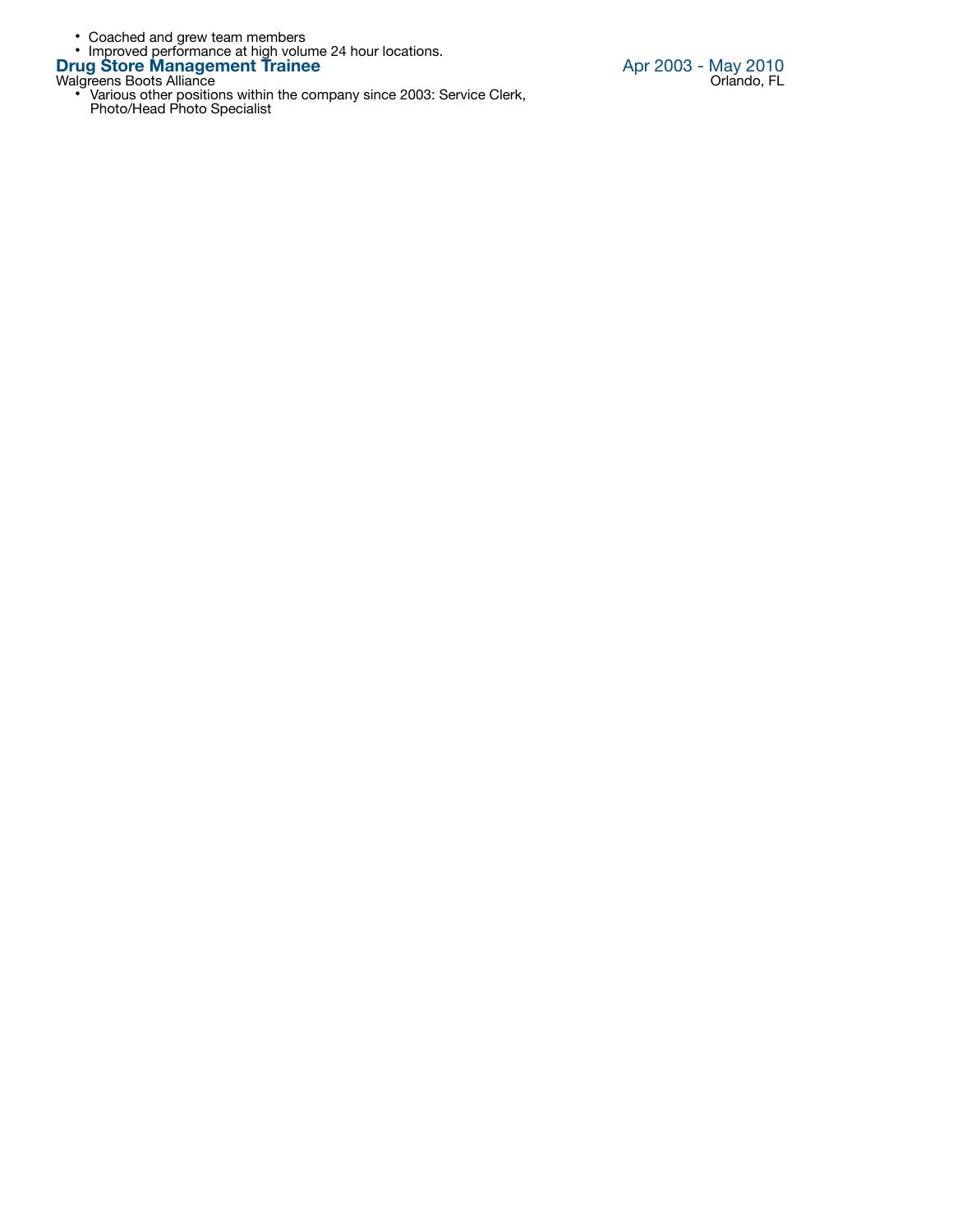- Coached and grew team members
- Improved performance at high volume 24 hour locations.

### Drug Store Management Trainee
Apr 2003 - May 2010

Walgreens Boots Alliance
Orlando, FL

- Various other positions within the company since 2003: Service Clerk, Photo/Head Photo Specialist